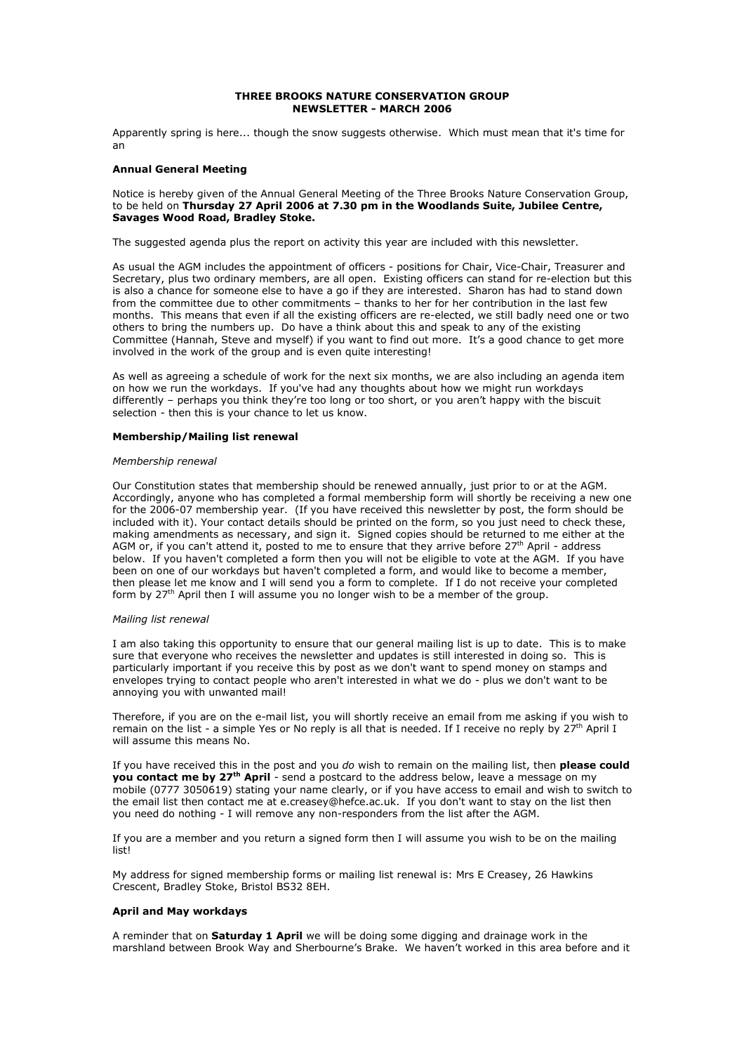**THREE BROOKS NATURE CONSERVATION GROUP**
**NEWSLETTER - MARCH 2006**

Apparently spring is here... though the snow suggests otherwise. Which must mean that it's time for an

### Annual General Meeting

Notice is hereby given of the Annual General Meeting of the Three Brooks Nature Conservation Group, to be held on **Thursday 27 April 2006 at 7.30 pm in the Woodlands Suite, Jubilee Centre, Savages Wood Road, Bradley Stoke.**

The suggested agenda plus the report on activity this year are included with this newsletter.

As usual the AGM includes the appointment of officers - positions for Chair, Vice-Chair, Treasurer and Secretary, plus two ordinary members, are all open. Existing officers can stand for re-election but this is also a chance for someone else to have a go if they are interested. Sharon has had to stand down from the committee due to other commitments – thanks to her for her contribution in the last few months. This means that even if all the existing officers are re-elected, we still badly need one or two others to bring the numbers up. Do have a think about this and speak to any of the existing Committee (Hannah, Steve and myself) if you want to find out more. It's a good chance to get more involved in the work of the group and is even quite interesting!

As well as agreeing a schedule of work for the next six months, we are also including an agenda item on how we run the workdays. If you've had any thoughts about how we might run workdays differently – perhaps you think they're too long or too short, or you aren't happy with the biscuit selection - then this is your chance to let us know.

### Membership/Mailing list renewal

*Membership renewal*

Our Constitution states that membership should be renewed annually, just prior to or at the AGM. Accordingly, anyone who has completed a formal membership form will shortly be receiving a new one for the 2006-07 membership year. (If you have received this newsletter by post, the form should be included with it). Your contact details should be printed on the form, so you just need to check these, making amendments as necessary, and sign it. Signed copies should be returned to me either at the AGM or, if you can't attend it, posted to me to ensure that they arrive before 27th April - address below. If you haven't completed a form then you will not be eligible to vote at the AGM. If you have been on one of our workdays but haven't completed a form, and would like to become a member, then please let me know and I will send you a form to complete. If I do not receive your completed form by 27th April then I will assume you no longer wish to be a member of the group.

*Mailing list renewal*

I am also taking this opportunity to ensure that our general mailing list is up to date. This is to make sure that everyone who receives the newsletter and updates is still interested in doing so. This is particularly important if you receive this by post as we don't want to spend money on stamps and envelopes trying to contact people who aren't interested in what we do - plus we don't want to be annoying you with unwanted mail!

Therefore, if you are on the e-mail list, you will shortly receive an email from me asking if you wish to remain on the list - a simple Yes or No reply is all that is needed. If I receive no reply by 27th April I will assume this means No.

If you have received this in the post and you *do* wish to remain on the mailing list, then **please could you contact me by 27th April** - send a postcard to the address below, leave a message on my mobile (0777 3050619) stating your name clearly, or if you have access to email and wish to switch to the email list then contact me at e.creasey@hefce.ac.uk. If you don't want to stay on the list then you need do nothing - I will remove any non-responders from the list after the AGM.

If you are a member and you return a signed form then I will assume you wish to be on the mailing list!

My address for signed membership forms or mailing list renewal is: Mrs E Creasey, 26 Hawkins Crescent, Bradley Stoke, Bristol BS32 8EH.

### April and May workdays

A reminder that on **Saturday 1 April** we will be doing some digging and drainage work in the marshland between Brook Way and Sherbourne's Brake. We haven't worked in this area before and it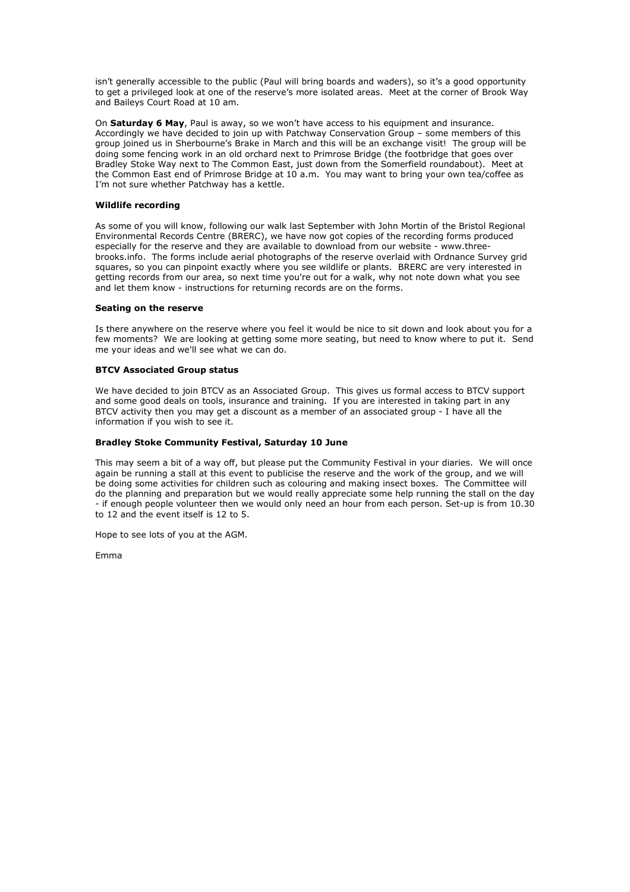isn't generally accessible to the public (Paul will bring boards and waders), so it's a good opportunity to get a privileged look at one of the reserve's more isolated areas. Meet at the corner of Brook Way and Baileys Court Road at 10 am.

On **Saturday 6 May**, Paul is away, so we won't have access to his equipment and insurance. Accordingly we have decided to join up with Patchway Conservation Group – some members of this group joined us in Sherbourne's Brake in March and this will be an exchange visit! The group will be doing some fencing work in an old orchard next to Primrose Bridge (the footbridge that goes over Bradley Stoke Way next to The Common East, just down from the Somerfield roundabout). Meet at the Common East end of Primrose Bridge at 10 a.m. You may want to bring your own tea/coffee as I'm not sure whether Patchway has a kettle.

**Wildlife recording**

As some of you will know, following our walk last September with John Mortin of the Bristol Regional Environmental Records Centre (BRERC), we have now got copies of the recording forms produced especially for the reserve and they are available to download from our website - www.three-brooks.info. The forms include aerial photographs of the reserve overlaid with Ordnance Survey grid squares, so you can pinpoint exactly where you see wildlife or plants. BRERC are very interested in getting records from our area, so next time you're out for a walk, why not note down what you see and let them know - instructions for returning records are on the forms.

**Seating on the reserve**

Is there anywhere on the reserve where you feel it would be nice to sit down and look about you for a few moments? We are looking at getting some more seating, but need to know where to put it. Send me your ideas and we'll see what we can do.

**BTCV Associated Group status**

We have decided to join BTCV as an Associated Group. This gives us formal access to BTCV support and some good deals on tools, insurance and training. If you are interested in taking part in any BTCV activity then you may get a discount as a member of an associated group - I have all the information if you wish to see it.

**Bradley Stoke Community Festival, Saturday 10 June**

This may seem a bit of a way off, but please put the Community Festival in your diaries. We will once again be running a stall at this event to publicise the reserve and the work of the group, and we will be doing some activities for children such as colouring and making insect boxes. The Committee will do the planning and preparation but we would really appreciate some help running the stall on the day - if enough people volunteer then we would only need an hour from each person. Set-up is from 10.30 to 12 and the event itself is 12 to 5.

Hope to see lots of you at the AGM.

Emma